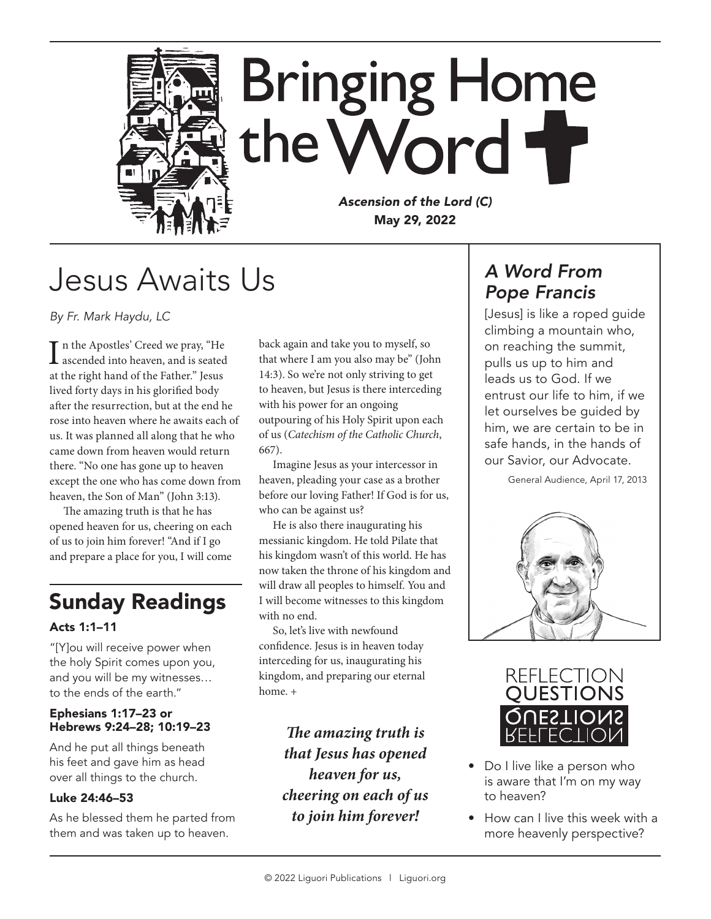# Bringing Home the Word

***Ascension of the Lord (C)***
**May 29, 2022**

## Jesus Awaits Us

*By Fr. Mark Haydu, LC*

In the Apostles' Creed we pray, "He ascended into heaven, and is seated at the right hand of the Father." Jesus lived forty days in his glorified body after the resurrection, but at the end he rose into heaven where he awaits each of us. It was planned all along that he who came down from heaven would return there. "No one has gone up to heaven except the one who has come down from heaven, the Son of Man" (John 3:13).

The amazing truth is that he has opened heaven for us, cheering on each of us to join him forever! "And if I go and prepare a place for you, I will come back again and take you to myself, so that where I am you also may be" (John 14:3). So we're not only striving to get to heaven, but Jesus is there interceding with his power for an ongoing outpouring of his Holy Spirit upon each of us (*Catechism of the Catholic Church*, 667).

Imagine Jesus as your intercessor in heaven, pleading your case as a brother before our loving Father! If God is for us, who can be against us?

He is also there inaugurating his messianic kingdom. He told Pilate that his kingdom wasn't of this world. He has now taken the throne of his kingdom and will draw all peoples to himself. You and I will become witnesses to this kingdom with no end.

So, let's live with newfound confidence. Jesus is in heaven today interceding for us, inaugurating his kingdom, and preparing our eternal home. +

***The amazing truth is that Jesus has opened heaven for us, cheering on each of us to join him forever!***

## Sunday Readings

**Acts 1:1–11**

"[Y]ou will receive power when the holy Spirit comes upon you, and you will be my witnesses… to the ends of the earth."

**Ephesians 1:17–23 or Hebrews 9:24–28; 10:19–23**

And he put all things beneath his feet and gave him as head over all things to the church.

**Luke 24:46–53**

As he blessed them he parted from them and was taken up to heaven.

## *A Word From Pope Francis*

[Jesus] is like a roped guide climbing a mountain who, on reaching the summit, pulls us up to him and leads us to God. If we entrust our life to him, if we let ourselves be guided by him, we are certain to be in safe hands, in the hands of our Savior, our Advocate.

General Audience, April 17, 2013

## Reflection Questions

- Do I live like a person who is aware that I'm on my way to heaven?
- How can I live this week with a more heavenly perspective?

© 2022 Liguori Publications | Liguori.org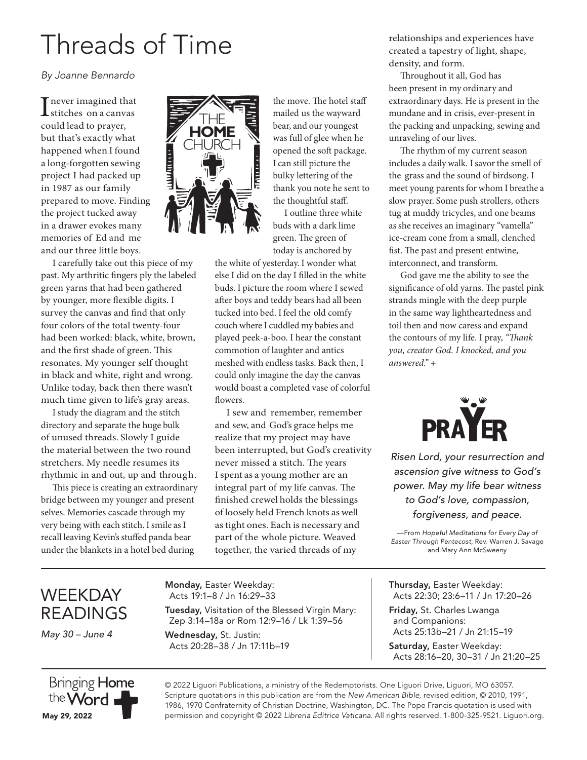# Threads of Time

*By Joanne Bennardo*

I never imagined that stitches on a canvas could lead to prayer, but that's exactly what happened when I found a long-forgotten sewing project I had packed up in 1987 as our family prepared to move. Finding the project tucked away in a drawer evokes many memories of Ed and me and our three little boys.

I carefully take out this piece of my past. My arthritic fingers ply the labeled green yarns that had been gathered by younger, more flexible digits. I survey the canvas and find that only four colors of the total twenty-four had been worked: black, white, brown, and the first shade of green. This resonates. My younger self thought in black and white, right and wrong. Unlike today, back then there wasn't much time given to life's gray areas.

I study the diagram and the stitch directory and separate the huge bulk of unused threads. Slowly I guide the material between the two round stretchers. My needle resumes its rhythmic in and out, up and through.

This piece is creating an extraordinary bridge between my younger and present selves. Memories cascade through my very being with each stitch. I smile as I recall leaving Kevin's stuffed panda bear under the blankets in a hotel bed during the move. The hotel staff mailed us the wayward bear, and our youngest was full of glee when he opened the soft package. I can still picture the bulky lettering of the thank you note he sent to the thoughtful staff.

I outline three white buds with a dark lime green. The green of today is anchored by the white of yesterday. I wonder what else I did on the day I filled in the white buds. I picture the room where I sewed after boys and teddy bears had all been tucked into bed. I feel the old comfy couch where I cuddled my babies and played peek-a-boo. I hear the constant commotion of laughter and antics meshed with endless tasks. Back then, I could only imagine the day the canvas would boast a completed vase of colorful flowers.

I sew and remember, remember and sew, and God's grace helps me realize that my project may have been interrupted, but God's creativity never missed a stitch. The years I spent as a young mother are an integral part of my life canvas. The finished crewel holds the blessings of loosely held French knots as well as tight ones. Each is necessary and part of the whole picture. Weaved together, the varied threads of my relationships and experiences have created a tapestry of light, shape, density, and form.

Throughout it all, God has been present in my ordinary and extraordinary days. He is present in the mundane and in crisis, ever-present in the packing and unpacking, sewing and unraveling of our lives.

The rhythm of my current season includes a daily walk. I savor the smell of the grass and the sound of birdsong. I meet young parents for whom I breathe a slow prayer. Some push strollers, others tug at muddy tricycles, and one beams as she receives an imaginary "vamella" ice-cream cone from a small, clenched fist. The past and present entwine, interconnect, and transform.

God gave me the ability to see the significance of old yarns. The pastel pink strands mingle with the deep purple in the same way lightheartedness and toil then and now caress and expand the contours of my life. I pray, *"Thank you, creator God. I knocked, and you answered."* +

THE HOME CHURCH

## PRAYER

*Risen Lord, your resurrection and ascension give witness to God's power. May my life bear witness to God's love, compassion, forgiveness, and peace.*

—From *Hopeful Meditations for Every Day of Easter Through Pentecost*, Rev. Warren J. Savage and Mary Ann McSweeny

## WEEKDAY READINGS

*May 30 – June 4*

**Monday,** Easter Weekday: Acts 19:1–8 / Jn 16:29–33

**Tuesday,** Visitation of the Blessed Virgin Mary: Zep 3:14–18a or Rom 12:9–16 / Lk 1:39–56

**Wednesday,** St. Justin: Acts 20:28–38 / Jn 17:11b–19

**Thursday,** Easter Weekday: Acts 22:30; 23:6–11 / Jn 17:20–26

**Friday,** St. Charles Lwanga and Companions: Acts 25:13b–21 / Jn 21:15–19

**Saturday,** Easter Weekday: Acts 28:16–20, 30–31 / Jn 21:20–25

Bringing Home the Word

**May 29, 2022**

© 2022 Liguori Publications, a ministry of the Redemptorists. One Liguori Drive, Liguori, MO 63057. Scripture quotations in this publication are from the *New American Bible,* revised edition, © 2010, 1991, 1986, 1970 Confraternity of Christian Doctrine, Washington, DC. The Pope Francis quotation is used with permission and copyright © 2022 *Libreria Editrice Vaticana.* All rights reserved. 1-800-325-9521. Liguori.org.